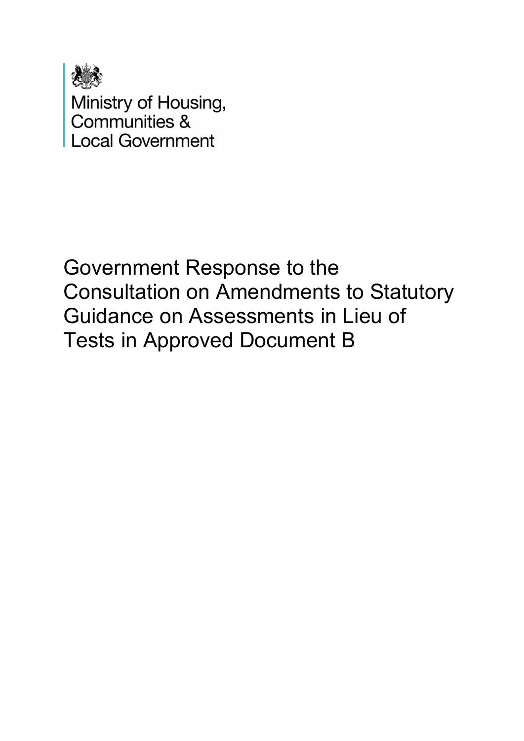Ministry of Housing, Communities & Local Government

# Government Response to the Consultation on Amendments to Statutory Guidance on Assessments in Lieu of Tests in Approved Document B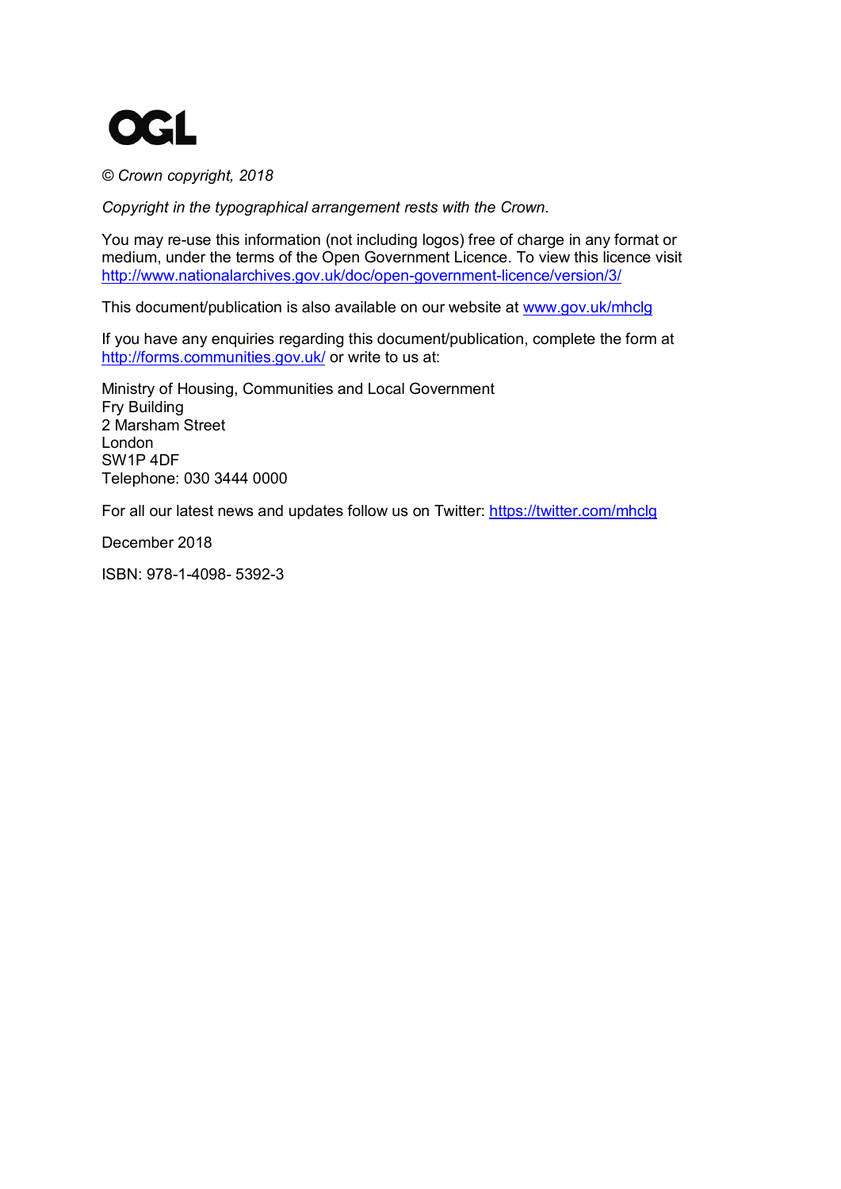OGL

*© Crown copyright, 2018*

*Copyright in the typographical arrangement rests with the Crown.*

You may re-use this information (not including logos) free of charge in any format or medium, under the terms of the Open Government Licence. To view this licence visit http://www.nationalarchives.gov.uk/doc/open-government-licence/version/3/

This document/publication is also available on our website at www.gov.uk/mhclg

If you have any enquiries regarding this document/publication, complete the form at http://forms.communities.gov.uk/ or write to us at:

Ministry of Housing, Communities and Local Government
Fry Building
2 Marsham Street
London
SW1P 4DF
Telephone: 030 3444 0000

For all our latest news and updates follow us on Twitter: https://twitter.com/mhclg

December 2018

ISBN: 978-1-4098- 5392-3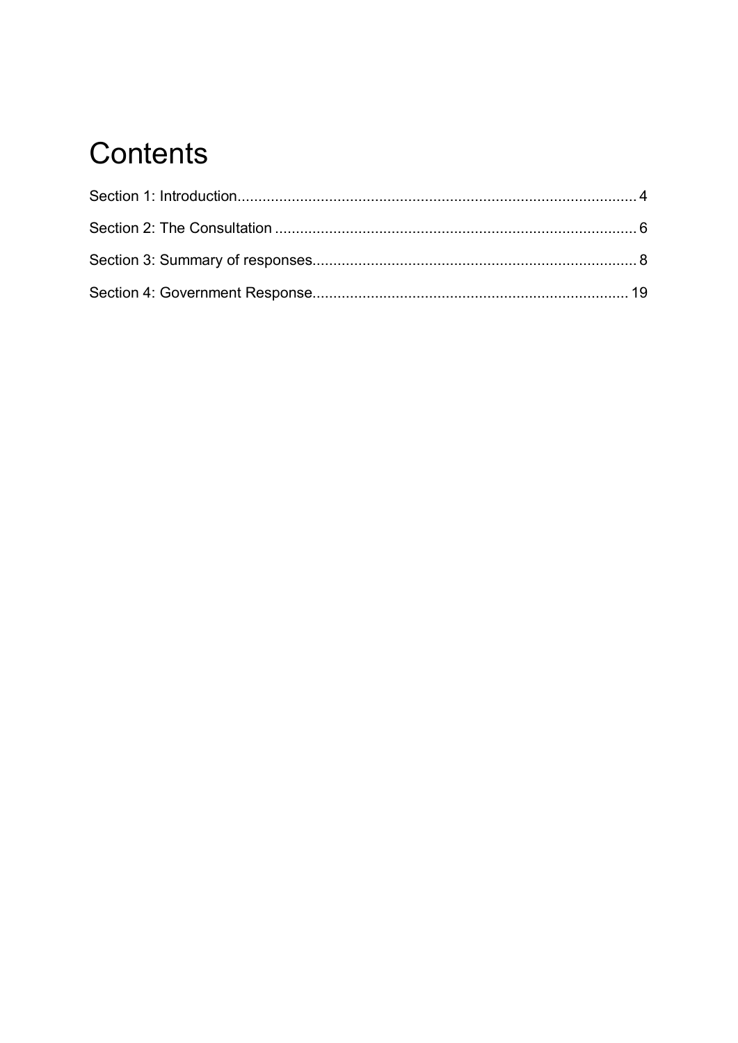# Contents

Section 1: Introduction................................................................................................ 4

Section 2: The Consultation ...................................................................................... 6

Section 3: Summary of responses............................................................................. 8

Section 4: Government Response........................................................................... 19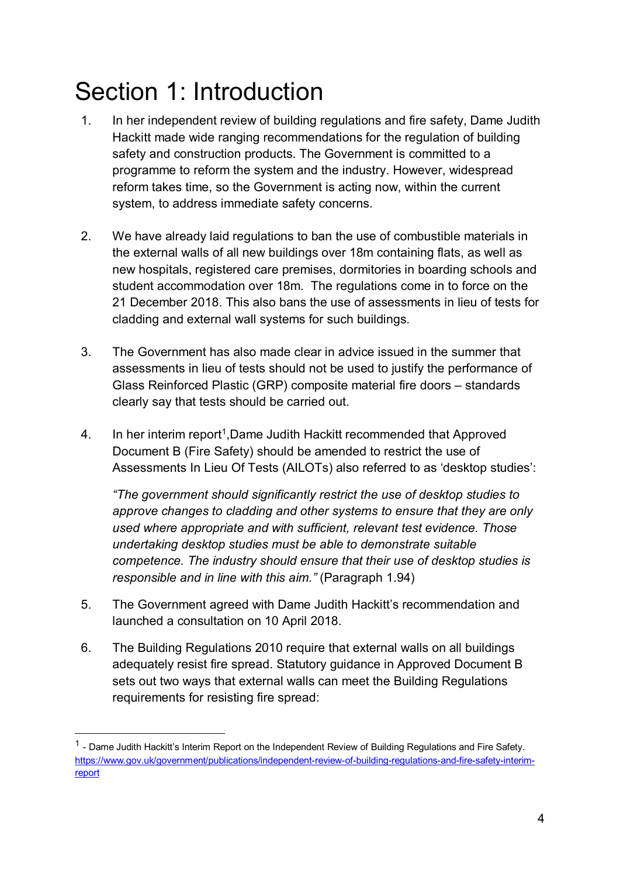# Section 1: Introduction

1. In her independent review of building regulations and fire safety, Dame Judith Hackitt made wide ranging recommendations for the regulation of building safety and construction products. The Government is committed to a programme to reform the system and the industry. However, widespread reform takes time, so the Government is acting now, within the current system, to address immediate safety concerns.

2. We have already laid regulations to ban the use of combustible materials in the external walls of all new buildings over 18m containing flats, as well as new hospitals, registered care premises, dormitories in boarding schools and student accommodation over 18m. The regulations come in to force on the 21 December 2018. This also bans the use of assessments in lieu of tests for cladding and external wall systems for such buildings.

3. The Government has also made clear in advice issued in the summer that assessments in lieu of tests should not be used to justify the performance of Glass Reinforced Plastic (GRP) composite material fire doors – standards clearly say that tests should be carried out.

4. In her interim report[1],Dame Judith Hackitt recommended that Approved Document B (Fire Safety) should be amended to restrict the use of Assessments In Lieu Of Tests (AILOTs) also referred to as 'desktop studies':

   *"The government should significantly restrict the use of desktop studies to approve changes to cladding and other systems to ensure that they are only used where appropriate and with sufficient, relevant test evidence. Those undertaking desktop studies must be able to demonstrate suitable competence. The industry should ensure that their use of desktop studies is responsible and in line with this aim."* (Paragraph 1.94)

5. The Government agreed with Dame Judith Hackitt's recommendation and launched a consultation on 10 April 2018.

6. The Building Regulations 2010 require that external walls on all buildings adequately resist fire spread. Statutory guidance in Approved Document B sets out two ways that external walls can meet the Building Regulations requirements for resisting fire spread:

---

[1] - Dame Judith Hackitt's Interim Report on the Independent Review of Building Regulations and Fire Safety. https://www.gov.uk/government/publications/independent-review-of-building-regulations-and-fire-safety-interim-report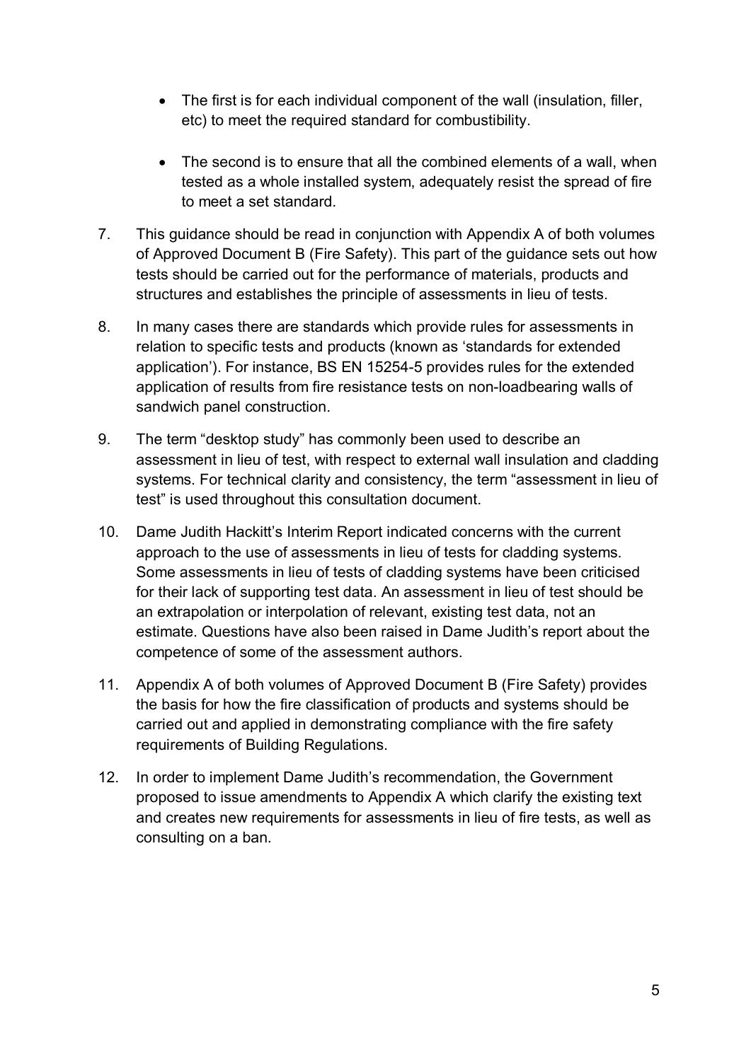- The first is for each individual component of the wall (insulation, filler, etc) to meet the required standard for combustibility.

- The second is to ensure that all the combined elements of a wall, when tested as a whole installed system, adequately resist the spread of fire to meet a set standard.

7. This guidance should be read in conjunction with Appendix A of both volumes of Approved Document B (Fire Safety). This part of the guidance sets out how tests should be carried out for the performance of materials, products and structures and establishes the principle of assessments in lieu of tests.

8. In many cases there are standards which provide rules for assessments in relation to specific tests and products (known as 'standards for extended application'). For instance, BS EN 15254-5 provides rules for the extended application of results from fire resistance tests on non-loadbearing walls of sandwich panel construction.

9. The term "desktop study" has commonly been used to describe an assessment in lieu of test, with respect to external wall insulation and cladding systems. For technical clarity and consistency, the term "assessment in lieu of test" is used throughout this consultation document.

10. Dame Judith Hackitt's Interim Report indicated concerns with the current approach to the use of assessments in lieu of tests for cladding systems. Some assessments in lieu of tests of cladding systems have been criticised for their lack of supporting test data. An assessment in lieu of test should be an extrapolation or interpolation of relevant, existing test data, not an estimate. Questions have also been raised in Dame Judith's report about the competence of some of the assessment authors.

11. Appendix A of both volumes of Approved Document B (Fire Safety) provides the basis for how the fire classification of products and systems should be carried out and applied in demonstrating compliance with the fire safety requirements of Building Regulations.

12. In order to implement Dame Judith's recommendation, the Government proposed to issue amendments to Appendix A which clarify the existing text and creates new requirements for assessments in lieu of fire tests, as well as consulting on a ban.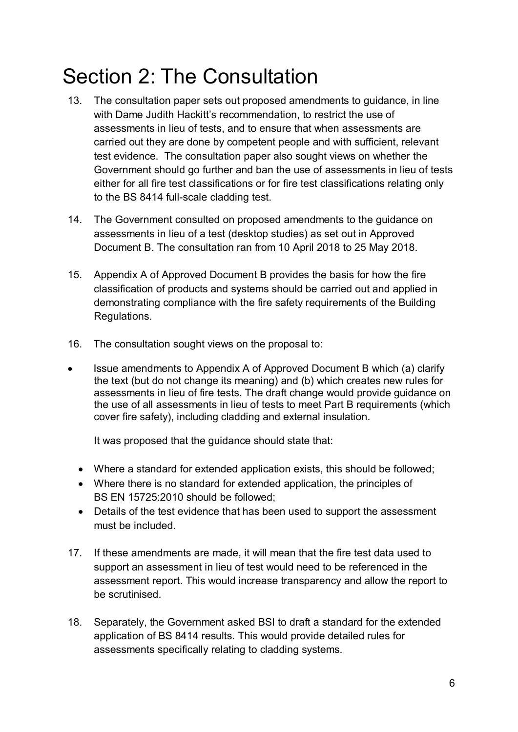# Section 2: The Consultation

13. The consultation paper sets out proposed amendments to guidance, in line with Dame Judith Hackitt's recommendation, to restrict the use of assessments in lieu of tests, and to ensure that when assessments are carried out they are done by competent people and with sufficient, relevant test evidence. The consultation paper also sought views on whether the Government should go further and ban the use of assessments in lieu of tests either for all fire test classifications or for fire test classifications relating only to the BS 8414 full-scale cladding test.

14. The Government consulted on proposed amendments to the guidance on assessments in lieu of a test (desktop studies) as set out in Approved Document B. The consultation ran from 10 April 2018 to 25 May 2018.

15. Appendix A of Approved Document B provides the basis for how the fire classification of products and systems should be carried out and applied in demonstrating compliance with the fire safety requirements of the Building Regulations.

16. The consultation sought views on the proposal to:

- Issue amendments to Appendix A of Approved Document B which (a) clarify the text (but do not change its meaning) and (b) which creates new rules for assessments in lieu of fire tests. The draft change would provide guidance on the use of all assessments in lieu of tests to meet Part B requirements (which cover fire safety), including cladding and external insulation.

  It was proposed that the guidance should state that:

  - Where a standard for extended application exists, this should be followed;
  - Where there is no standard for extended application, the principles of BS EN 15725:2010 should be followed;
  - Details of the test evidence that has been used to support the assessment must be included.

17. If these amendments are made, it will mean that the fire test data used to support an assessment in lieu of test would need to be referenced in the assessment report. This would increase transparency and allow the report to be scrutinised.

18. Separately, the Government asked BSI to draft a standard for the extended application of BS 8414 results. This would provide detailed rules for assessments specifically relating to cladding systems.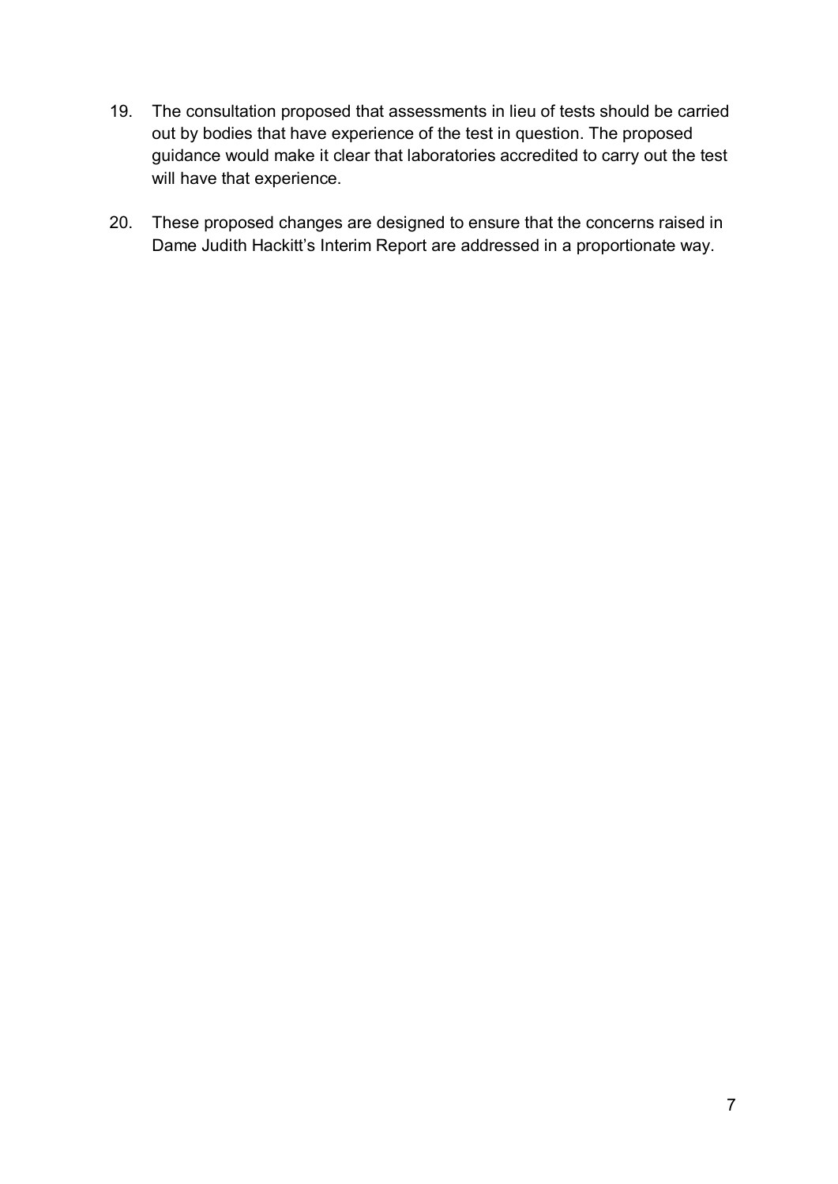19. The consultation proposed that assessments in lieu of tests should be carried out by bodies that have experience of the test in question. The proposed guidance would make it clear that laboratories accredited to carry out the test will have that experience.

20. These proposed changes are designed to ensure that the concerns raised in Dame Judith Hackitt's Interim Report are addressed in a proportionate way.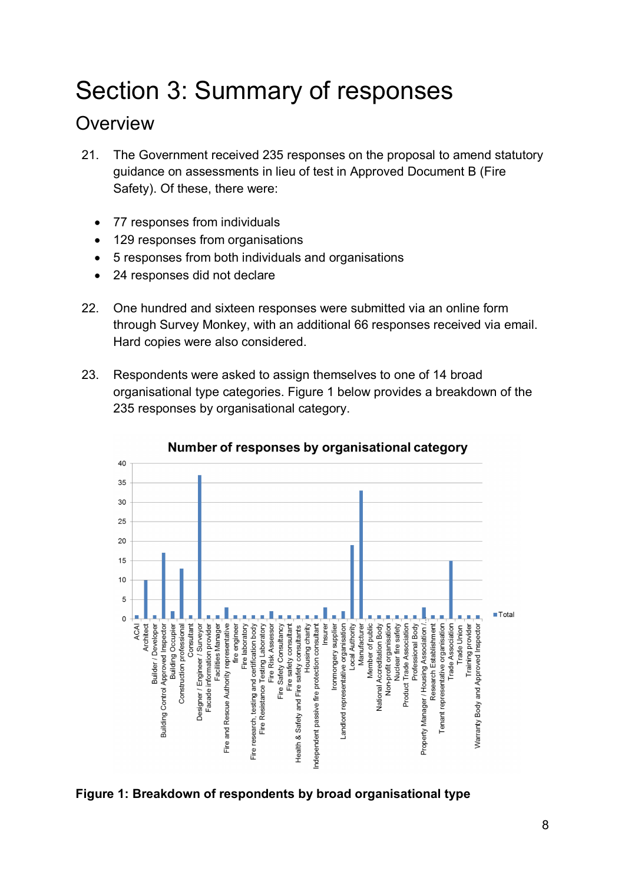# Section 3: Summary of responses

## Overview

21. The Government received 235 responses on the proposal to amend statutory guidance on assessments in lieu of test in Approved Document B (Fire Safety). Of these, there were:

- 77 responses from individuals
- 129 responses from organisations
- 5 responses from both individuals and organisations
- 24 responses did not declare

22. One hundred and sixteen responses were submitted via an online form through Survey Monkey, with an additional 66 responses received via email. Hard copies were also considered.

23. Respondents were asked to assign themselves to one of 14 broad organisational type categories. Figure 1 below provides a breakdown of the 235 responses by organisational category.

**Number of responses by organisational category**

| Category | Total |
|---|---|
| ACAI | 1 |
| Architect | 10 |
| Builder / Developer | 1 |
| Building Control Approved Inspector | 17 |
| Building Occupier | 2 |
| Construction professional | 13 |
| Consultant | 1 |
| Designer / Engineer / Surveyor | 37 |
| Facade information provider | 1 |
| Facilities Manager | 1 |
| Fire and Rescue Authority representative | 3 |
| fire engineer | 1 |
| Fire laboratory | 1 |
| Fire research, testing and certification body | 1 |
| Fire Resistance Testing Laboratory | 1 |
| Fire Risk Assessor | 2 |
| Fire Safety Consultancy | 1 |
| Fire safety consultant | 1 |
| Health & Safety and Fire safety consultants | 1 |
| Housing charity | 1 |
| Independent passive fire protection consultant | 1 |
| Insurer | 3 |
| Ironmongery supplier | 1 |
| Landlord representative organisation | 2 |
| Local Authority | 19 |
| Manufacturer | 33 |
| Member of public | 1 |
| National Accreditation Body | 1 |
| Non-profit organisation | 1 |
| Nuclear fire safety | 1 |
| Product Trade Association | 1 |
| Professional Body | 1 |
| Property Manager / Housing Association /... | 3 |
| Research Establishment | 1 |
| Tenant representative organisation | 1 |
| Trade Association | 15 |
| Trade Union | 1 |
| Training provider | 1 |
| Warranty Body and Approved Inspector | 1 |

**Figure 1: Breakdown of respondents by broad organisational type**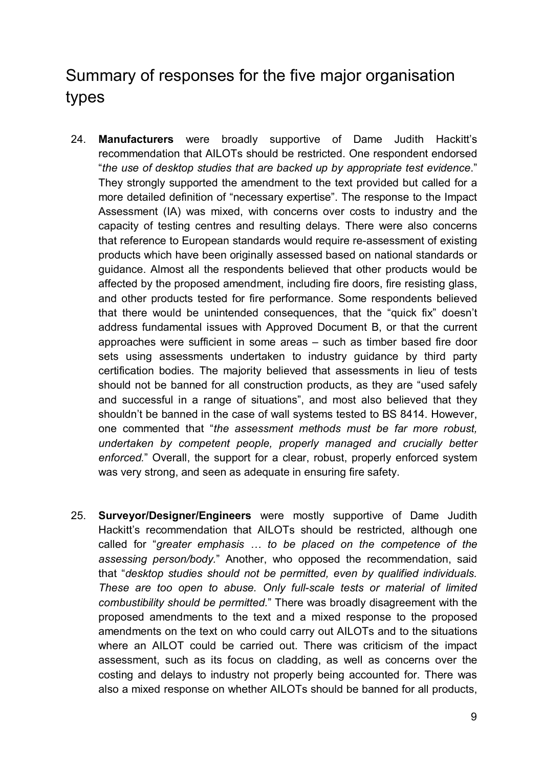## Summary of responses for the five major organisation types

24. **Manufacturers** were broadly supportive of Dame Judith Hackitt's recommendation that AILOTs should be restricted. One respondent endorsed "*the use of desktop studies that are backed up by appropriate test evidence*." They strongly supported the amendment to the text provided but called for a more detailed definition of "necessary expertise". The response to the Impact Assessment (IA) was mixed, with concerns over costs to industry and the capacity of testing centres and resulting delays. There were also concerns that reference to European standards would require re-assessment of existing products which have been originally assessed based on national standards or guidance. Almost all the respondents believed that other products would be affected by the proposed amendment, including fire doors, fire resisting glass, and other products tested for fire performance. Some respondents believed that there would be unintended consequences, that the "quick fix" doesn't address fundamental issues with Approved Document B, or that the current approaches were sufficient in some areas – such as timber based fire door sets using assessments undertaken to industry guidance by third party certification bodies. The majority believed that assessments in lieu of tests should not be banned for all construction products, as they are "used safely and successful in a range of situations", and most also believed that they shouldn't be banned in the case of wall systems tested to BS 8414. However, one commented that "*the assessment methods must be far more robust, undertaken by competent people, properly managed and crucially better enforced.*" Overall, the support for a clear, robust, properly enforced system was very strong, and seen as adequate in ensuring fire safety.

25. **Surveyor/Designer/Engineers** were mostly supportive of Dame Judith Hackitt's recommendation that AILOTs should be restricted, although one called for "*greater emphasis … to be placed on the competence of the assessing person/body.*" Another, who opposed the recommendation, said that "*desktop studies should not be permitted, even by qualified individuals. These are too open to abuse. Only full-scale tests or material of limited combustibility should be permitted.*" There was broadly disagreement with the proposed amendments to the text and a mixed response to the proposed amendments on the text on who could carry out AILOTs and to the situations where an AILOT could be carried out. There was criticism of the impact assessment, such as its focus on cladding, as well as concerns over the costing and delays to industry not properly being accounted for. There was also a mixed response on whether AILOTs should be banned for all products,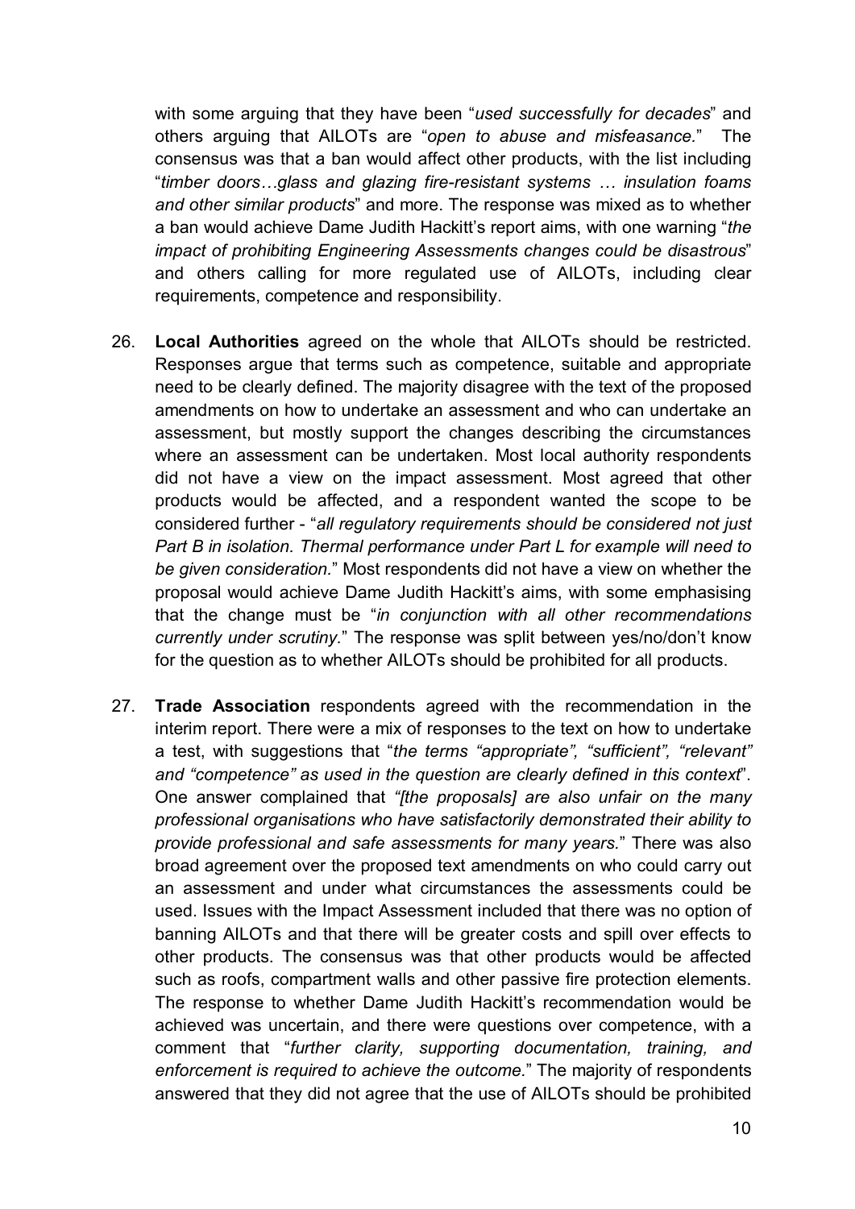with some arguing that they have been "*used successfully for decades*" and others arguing that AILOTs are "*open to abuse and misfeasance.*" The consensus was that a ban would affect other products, with the list including "*timber doors…glass and glazing fire-resistant systems … insulation foams and other similar products*" and more. The response was mixed as to whether a ban would achieve Dame Judith Hackitt's report aims, with one warning "*the impact of prohibiting Engineering Assessments changes could be disastrous*" and others calling for more regulated use of AILOTs, including clear requirements, competence and responsibility.

26. **Local Authorities** agreed on the whole that AILOTs should be restricted. Responses argue that terms such as competence, suitable and appropriate need to be clearly defined. The majority disagree with the text of the proposed amendments on how to undertake an assessment and who can undertake an assessment, but mostly support the changes describing the circumstances where an assessment can be undertaken. Most local authority respondents did not have a view on the impact assessment. Most agreed that other products would be affected, and a respondent wanted the scope to be considered further - "*all regulatory requirements should be considered not just Part B in isolation. Thermal performance under Part L for example will need to be given consideration.*" Most respondents did not have a view on whether the proposal would achieve Dame Judith Hackitt's aims, with some emphasising that the change must be "*in conjunction with all other recommendations currently under scrutiny.*" The response was split between yes/no/don't know for the question as to whether AILOTs should be prohibited for all products.

27. **Trade Association** respondents agreed with the recommendation in the interim report. There were a mix of responses to the text on how to undertake a test, with suggestions that "*the terms "appropriate", "sufficient", "relevant" and "competence" as used in the question are clearly defined in this context*". One answer complained that *"[the proposals] are also unfair on the many professional organisations who have satisfactorily demonstrated their ability to provide professional and safe assessments for many years.*" There was also broad agreement over the proposed text amendments on who could carry out an assessment and under what circumstances the assessments could be used. Issues with the Impact Assessment included that there was no option of banning AILOTs and that there will be greater costs and spill over effects to other products. The consensus was that other products would be affected such as roofs, compartment walls and other passive fire protection elements. The response to whether Dame Judith Hackitt's recommendation would be achieved was uncertain, and there were questions over competence, with a comment that "*further clarity, supporting documentation, training, and enforcement is required to achieve the outcome.*" The majority of respondents answered that they did not agree that the use of AILOTs should be prohibited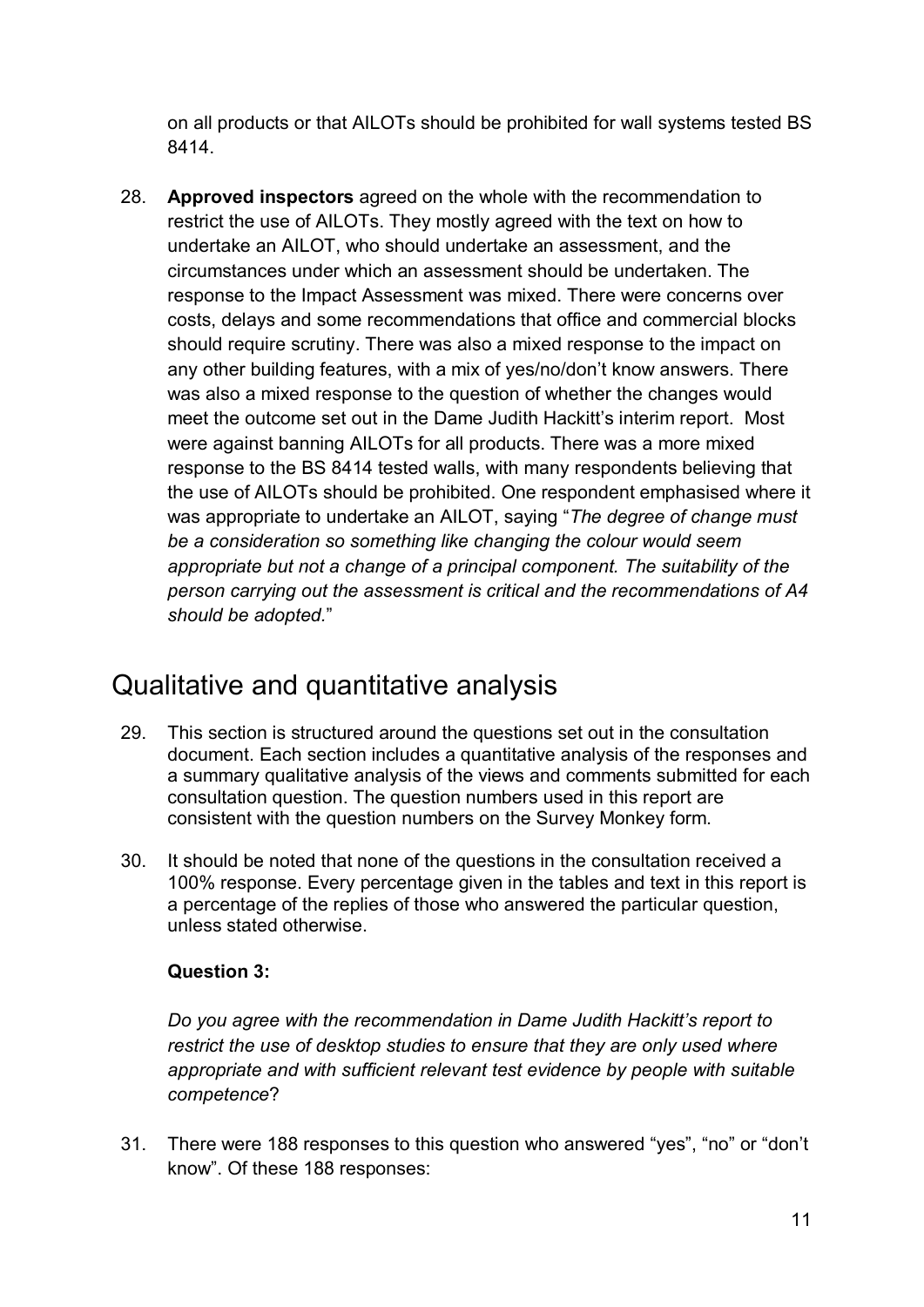on all products or that AILOTs should be prohibited for wall systems tested BS 8414.

28. **Approved inspectors** agreed on the whole with the recommendation to restrict the use of AILOTs. They mostly agreed with the text on how to undertake an AILOT, who should undertake an assessment, and the circumstances under which an assessment should be undertaken. The response to the Impact Assessment was mixed. There were concerns over costs, delays and some recommendations that office and commercial blocks should require scrutiny. There was also a mixed response to the impact on any other building features, with a mix of yes/no/don't know answers. There was also a mixed response to the question of whether the changes would meet the outcome set out in the Dame Judith Hackitt's interim report. Most were against banning AILOTs for all products. There was a more mixed response to the BS 8414 tested walls, with many respondents believing that the use of AILOTs should be prohibited. One respondent emphasised where it was appropriate to undertake an AILOT, saying "*The degree of change must be a consideration so something like changing the colour would seem appropriate but not a change of a principal component. The suitability of the person carrying out the assessment is critical and the recommendations of A4 should be adopted.*"

## Qualitative and quantitative analysis

29. This section is structured around the questions set out in the consultation document. Each section includes a quantitative analysis of the responses and a summary qualitative analysis of the views and comments submitted for each consultation question. The question numbers used in this report are consistent with the question numbers on the Survey Monkey form.

30. It should be noted that none of the questions in the consultation received a 100% response. Every percentage given in the tables and text in this report is a percentage of the replies of those who answered the particular question, unless stated otherwise.

**Question 3:**

*Do you agree with the recommendation in Dame Judith Hackitt's report to restrict the use of desktop studies to ensure that they are only used where appropriate and with sufficient relevant test evidence by people with suitable competence*?

31. There were 188 responses to this question who answered "yes", "no" or "don't know". Of these 188 responses: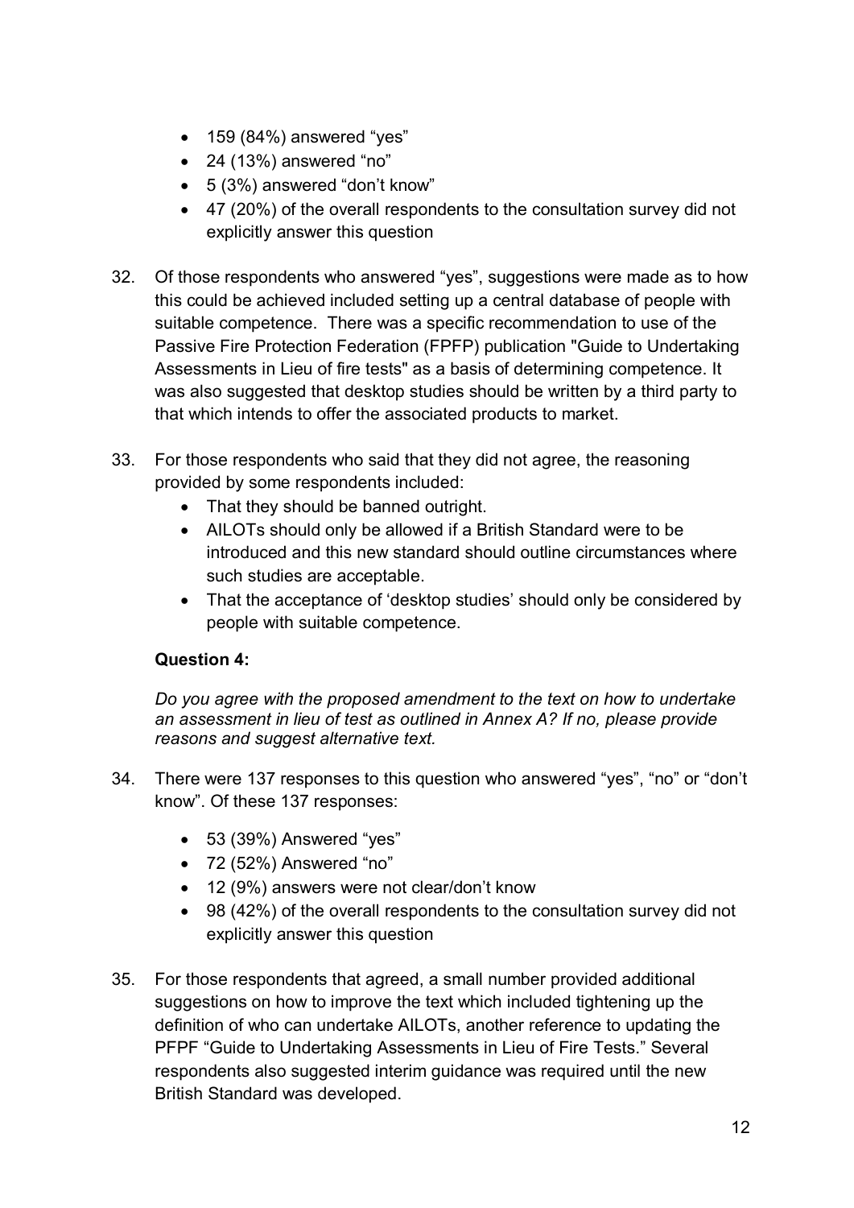- 159 (84%) answered "yes"
- 24 (13%) answered "no"
- 5 (3%) answered "don't know"
- 47 (20%) of the overall respondents to the consultation survey did not explicitly answer this question

32. Of those respondents who answered "yes", suggestions were made as to how this could be achieved included setting up a central database of people with suitable competence. There was a specific recommendation to use of the Passive Fire Protection Federation (FPFP) publication "Guide to Undertaking Assessments in Lieu of fire tests" as a basis of determining competence. It was also suggested that desktop studies should be written by a third party to that which intends to offer the associated products to market.

33. For those respondents who said that they did not agree, the reasoning provided by some respondents included:
    - That they should be banned outright.
    - AILOTs should only be allowed if a British Standard were to be introduced and this new standard should outline circumstances where such studies are acceptable.
    - That the acceptance of 'desktop studies' should only be considered by people with suitable competence.

**Question 4:**

*Do you agree with the proposed amendment to the text on how to undertake an assessment in lieu of test as outlined in Annex A? If no, please provide reasons and suggest alternative text.*

34. There were 137 responses to this question who answered "yes", "no" or "don't know". Of these 137 responses:

    - 53 (39%) Answered "yes"
    - 72 (52%) Answered "no"
    - 12 (9%) answers were not clear/don't know
    - 98 (42%) of the overall respondents to the consultation survey did not explicitly answer this question

35. For those respondents that agreed, a small number provided additional suggestions on how to improve the text which included tightening up the definition of who can undertake AILOTs, another reference to updating the PFPF "Guide to Undertaking Assessments in Lieu of Fire Tests." Several respondents also suggested interim guidance was required until the new British Standard was developed.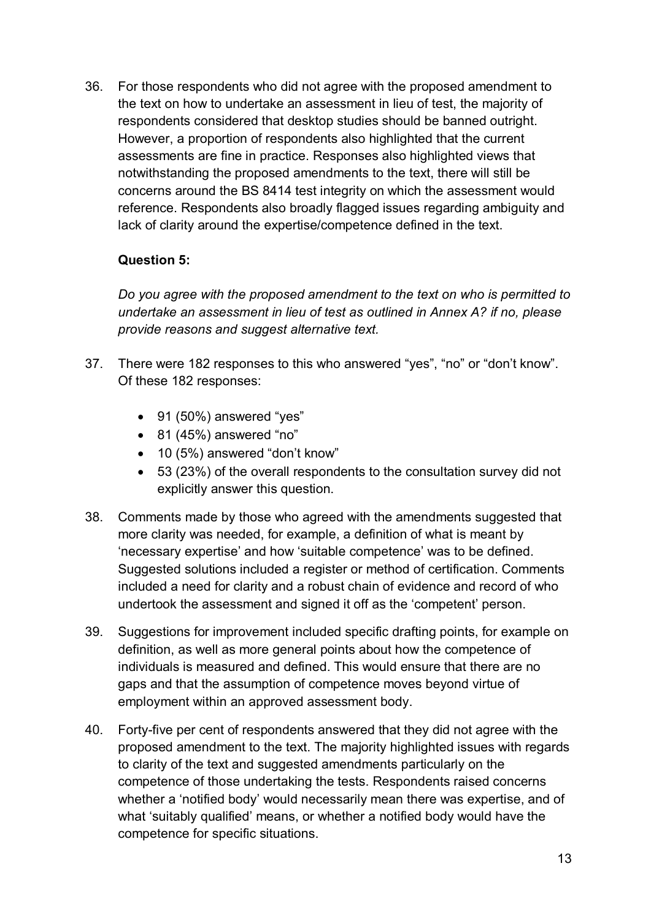36. For those respondents who did not agree with the proposed amendment to the text on how to undertake an assessment in lieu of test, the majority of respondents considered that desktop studies should be banned outright. However, a proportion of respondents also highlighted that the current assessments are fine in practice. Responses also highlighted views that notwithstanding the proposed amendments to the text, there will still be concerns around the BS 8414 test integrity on which the assessment would reference. Respondents also broadly flagged issues regarding ambiguity and lack of clarity around the expertise/competence defined in the text.

**Question 5:**

*Do you agree with the proposed amendment to the text on who is permitted to undertake an assessment in lieu of test as outlined in Annex A? if no, please provide reasons and suggest alternative text.*

37. There were 182 responses to this who answered “yes”, “no” or “don’t know”. Of these 182 responses:

   - 91 (50%) answered “yes”
   - 81 (45%) answered “no”
   - 10 (5%) answered “don’t know”
   - 53 (23%) of the overall respondents to the consultation survey did not explicitly answer this question.

38. Comments made by those who agreed with the amendments suggested that more clarity was needed, for example, a definition of what is meant by ‘necessary expertise’ and how ‘suitable competence’ was to be defined. Suggested solutions included a register or method of certification. Comments included a need for clarity and a robust chain of evidence and record of who undertook the assessment and signed it off as the ‘competent’ person.

39. Suggestions for improvement included specific drafting points, for example on definition, as well as more general points about how the competence of individuals is measured and defined. This would ensure that there are no gaps and that the assumption of competence moves beyond virtue of employment within an approved assessment body.

40. Forty-five per cent of respondents answered that they did not agree with the proposed amendment to the text. The majority highlighted issues with regards to clarity of the text and suggested amendments particularly on the competence of those undertaking the tests. Respondents raised concerns whether a ‘notified body’ would necessarily mean there was expertise, and of what ‘suitably qualified’ means, or whether a notified body would have the competence for specific situations.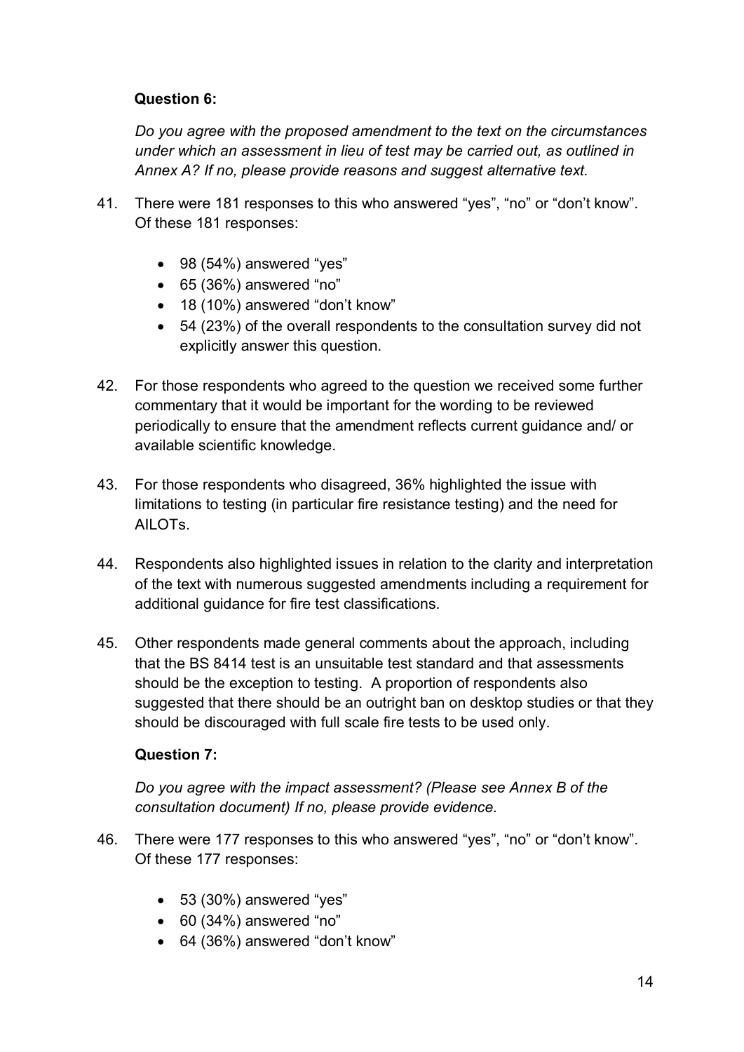**Question 6:**

*Do you agree with the proposed amendment to the text on the circumstances under which an assessment in lieu of test may be carried out, as outlined in Annex A? If no, please provide reasons and suggest alternative text.*

41. There were 181 responses to this who answered “yes”, “no” or “don’t know”. Of these 181 responses:

    - 98 (54%) answered “yes”
    - 65 (36%) answered “no”
    - 18 (10%) answered “don’t know”
    - 54 (23%) of the overall respondents to the consultation survey did not explicitly answer this question.

42. For those respondents who agreed to the question we received some further commentary that it would be important for the wording to be reviewed periodically to ensure that the amendment reflects current guidance and/ or available scientific knowledge.

43. For those respondents who disagreed, 36% highlighted the issue with limitations to testing (in particular fire resistance testing) and the need for AILOTs.

44. Respondents also highlighted issues in relation to the clarity and interpretation of the text with numerous suggested amendments including a requirement for additional guidance for fire test classifications.

45. Other respondents made general comments about the approach, including that the BS 8414 test is an unsuitable test standard and that assessments should be the exception to testing. A proportion of respondents also suggested that there should be an outright ban on desktop studies or that they should be discouraged with full scale fire tests to be used only.

**Question 7:**

*Do you agree with the impact assessment? (Please see Annex B of the consultation document) If no, please provide evidence.*

46. There were 177 responses to this who answered “yes”, “no” or “don’t know”. Of these 177 responses:

    - 53 (30%) answered “yes”
    - 60 (34%) answered “no”
    - 64 (36%) answered “don’t know”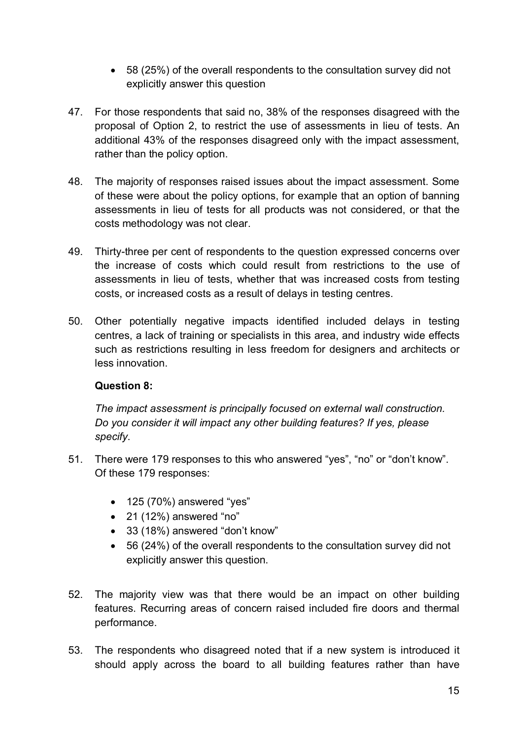- 58 (25%) of the overall respondents to the consultation survey did not explicitly answer this question

47. For those respondents that said no, 38% of the responses disagreed with the proposal of Option 2, to restrict the use of assessments in lieu of tests. An additional 43% of the responses disagreed only with the impact assessment, rather than the policy option.

48. The majority of responses raised issues about the impact assessment. Some of these were about the policy options, for example that an option of banning assessments in lieu of tests for all products was not considered, or that the costs methodology was not clear.

49. Thirty-three per cent of respondents to the question expressed concerns over the increase of costs which could result from restrictions to the use of assessments in lieu of tests, whether that was increased costs from testing costs, or increased costs as a result of delays in testing centres.

50. Other potentially negative impacts identified included delays in testing centres, a lack of training or specialists in this area, and industry wide effects such as restrictions resulting in less freedom for designers and architects or less innovation.

**Question 8:**

*The impact assessment is principally focused on external wall construction. Do you consider it will impact any other building features? If yes, please specify.*

51. There were 179 responses to this who answered "yes", "no" or "don't know". Of these 179 responses:

    - 125 (70%) answered "yes"
    - 21 (12%) answered "no"
    - 33 (18%) answered "don't know"
    - 56 (24%) of the overall respondents to the consultation survey did not explicitly answer this question.

52. The majority view was that there would be an impact on other building features. Recurring areas of concern raised included fire doors and thermal performance.

53. The respondents who disagreed noted that if a new system is introduced it should apply across the board to all building features rather than have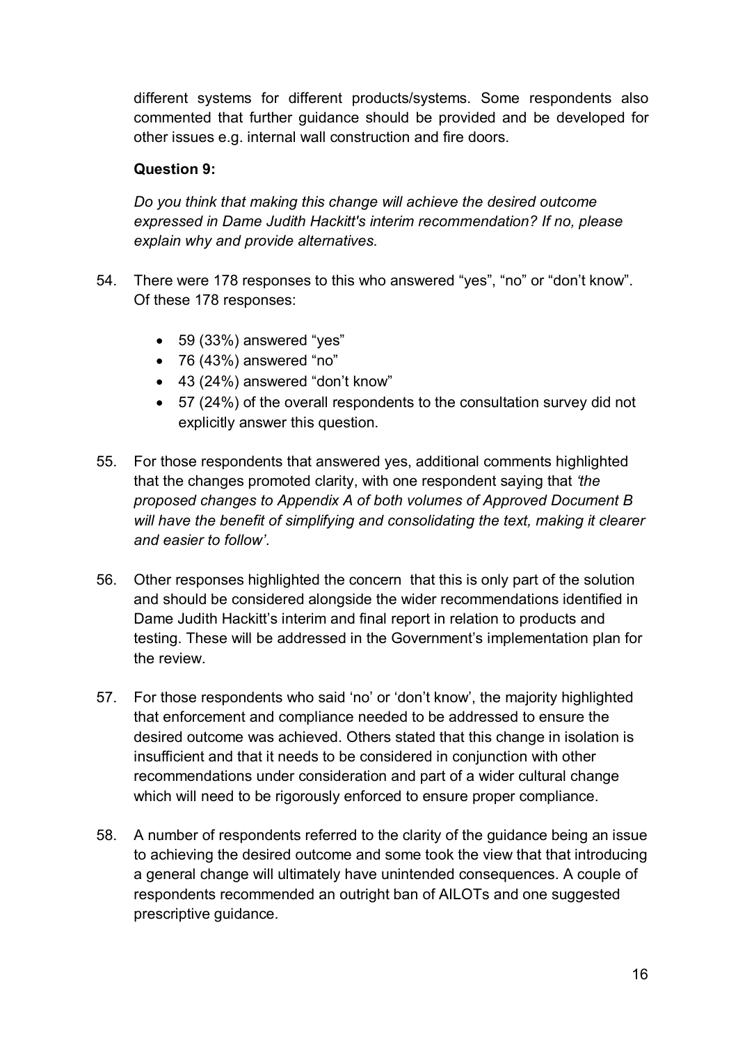different systems for different products/systems. Some respondents also commented that further guidance should be provided and be developed for other issues e.g. internal wall construction and fire doors.

**Question 9:**

*Do you think that making this change will achieve the desired outcome expressed in Dame Judith Hackitt's interim recommendation? If no, please explain why and provide alternatives.*

54. There were 178 responses to this who answered “yes”, “no” or “don’t know”. Of these 178 responses:

    - 59 (33%) answered “yes”
    - 76 (43%) answered “no”
    - 43 (24%) answered “don’t know”
    - 57 (24%) of the overall respondents to the consultation survey did not explicitly answer this question.

55. For those respondents that answered yes, additional comments highlighted that the changes promoted clarity, with one respondent saying that *‘the proposed changes to Appendix A of both volumes of Approved Document B will have the benefit of simplifying and consolidating the text, making it clearer and easier to follow’*.

56. Other responses highlighted the concern that this is only part of the solution and should be considered alongside the wider recommendations identified in Dame Judith Hackitt’s interim and final report in relation to products and testing. These will be addressed in the Government’s implementation plan for the review.

57. For those respondents who said ‘no’ or ‘don’t know’, the majority highlighted that enforcement and compliance needed to be addressed to ensure the desired outcome was achieved. Others stated that this change in isolation is insufficient and that it needs to be considered in conjunction with other recommendations under consideration and part of a wider cultural change which will need to be rigorously enforced to ensure proper compliance.

58. A number of respondents referred to the clarity of the guidance being an issue to achieving the desired outcome and some took the view that that introducing a general change will ultimately have unintended consequences. A couple of respondents recommended an outright ban of AILOTs and one suggested prescriptive guidance.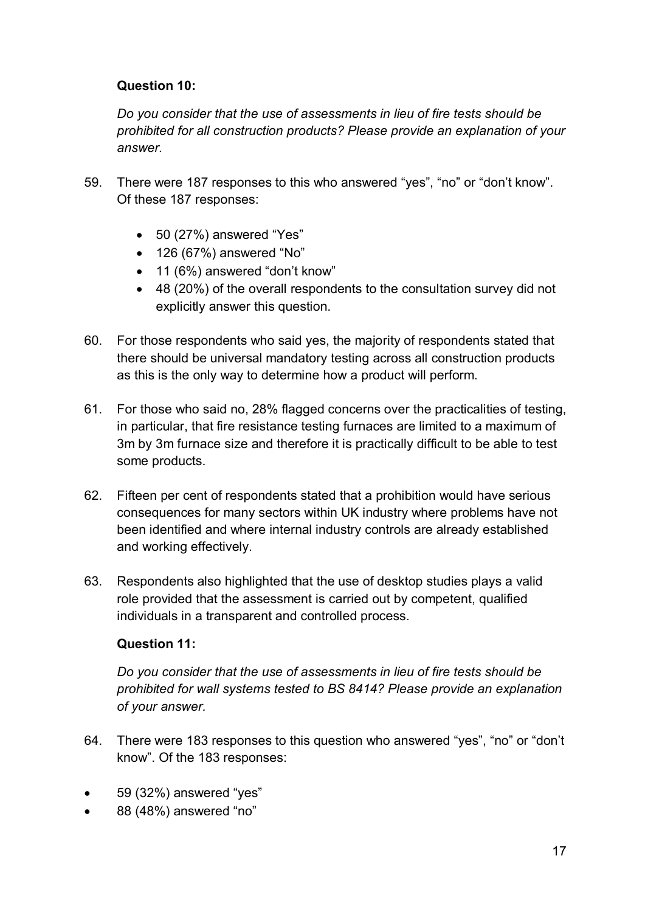**Question 10:**

*Do you consider that the use of assessments in lieu of fire tests should be prohibited for all construction products? Please provide an explanation of your answer.*

59. There were 187 responses to this who answered "yes", "no" or "don't know". Of these 187 responses:

    - 50 (27%) answered "Yes"
    - 126 (67%) answered "No"
    - 11 (6%) answered "don't know"
    - 48 (20%) of the overall respondents to the consultation survey did not explicitly answer this question.

60. For those respondents who said yes, the majority of respondents stated that there should be universal mandatory testing across all construction products as this is the only way to determine how a product will perform.

61. For those who said no, 28% flagged concerns over the practicalities of testing, in particular, that fire resistance testing furnaces are limited to a maximum of 3m by 3m furnace size and therefore it is practically difficult to be able to test some products.

62. Fifteen per cent of respondents stated that a prohibition would have serious consequences for many sectors within UK industry where problems have not been identified and where internal industry controls are already established and working effectively.

63. Respondents also highlighted that the use of desktop studies plays a valid role provided that the assessment is carried out by competent, qualified individuals in a transparent and controlled process.

**Question 11:**

*Do you consider that the use of assessments in lieu of fire tests should be prohibited for wall systems tested to BS 8414? Please provide an explanation of your answer.*

64. There were 183 responses to this question who answered "yes", "no" or "don't know". Of the 183 responses:

- 59 (32%) answered "yes"
- 88 (48%) answered "no"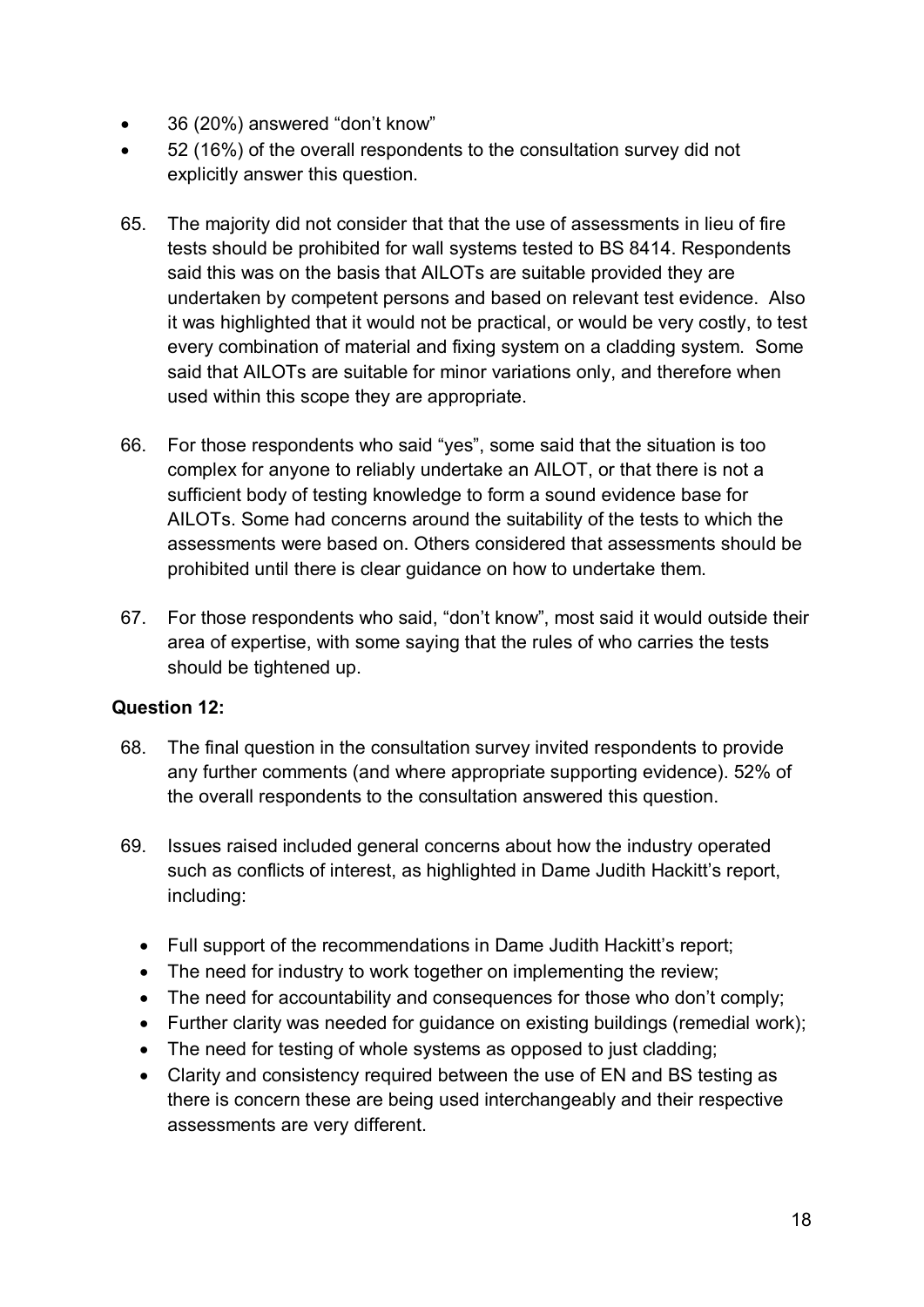- 36 (20%) answered "don't know"
- 52 (16%) of the overall respondents to the consultation survey did not explicitly answer this question.

65. The majority did not consider that that the use of assessments in lieu of fire tests should be prohibited for wall systems tested to BS 8414. Respondents said this was on the basis that AILOTs are suitable provided they are undertaken by competent persons and based on relevant test evidence. Also it was highlighted that it would not be practical, or would be very costly, to test every combination of material and fixing system on a cladding system. Some said that AILOTs are suitable for minor variations only, and therefore when used within this scope they are appropriate.

66. For those respondents who said "yes", some said that the situation is too complex for anyone to reliably undertake an AILOT, or that there is not a sufficient body of testing knowledge to form a sound evidence base for AILOTs. Some had concerns around the suitability of the tests to which the assessments were based on. Others considered that assessments should be prohibited until there is clear guidance on how to undertake them.

67. For those respondents who said, "don't know", most said it would outside their area of expertise, with some saying that the rules of who carries the tests should be tightened up.

**Question 12:**

68. The final question in the consultation survey invited respondents to provide any further comments (and where appropriate supporting evidence). 52% of the overall respondents to the consultation answered this question.

69. Issues raised included general concerns about how the industry operated such as conflicts of interest, as highlighted in Dame Judith Hackitt's report, including:

    - Full support of the recommendations in Dame Judith Hackitt's report;
    - The need for industry to work together on implementing the review;
    - The need for accountability and consequences for those who don't comply;
    - Further clarity was needed for guidance on existing buildings (remedial work);
    - The need for testing of whole systems as opposed to just cladding;
    - Clarity and consistency required between the use of EN and BS testing as there is concern these are being used interchangeably and their respective assessments are very different.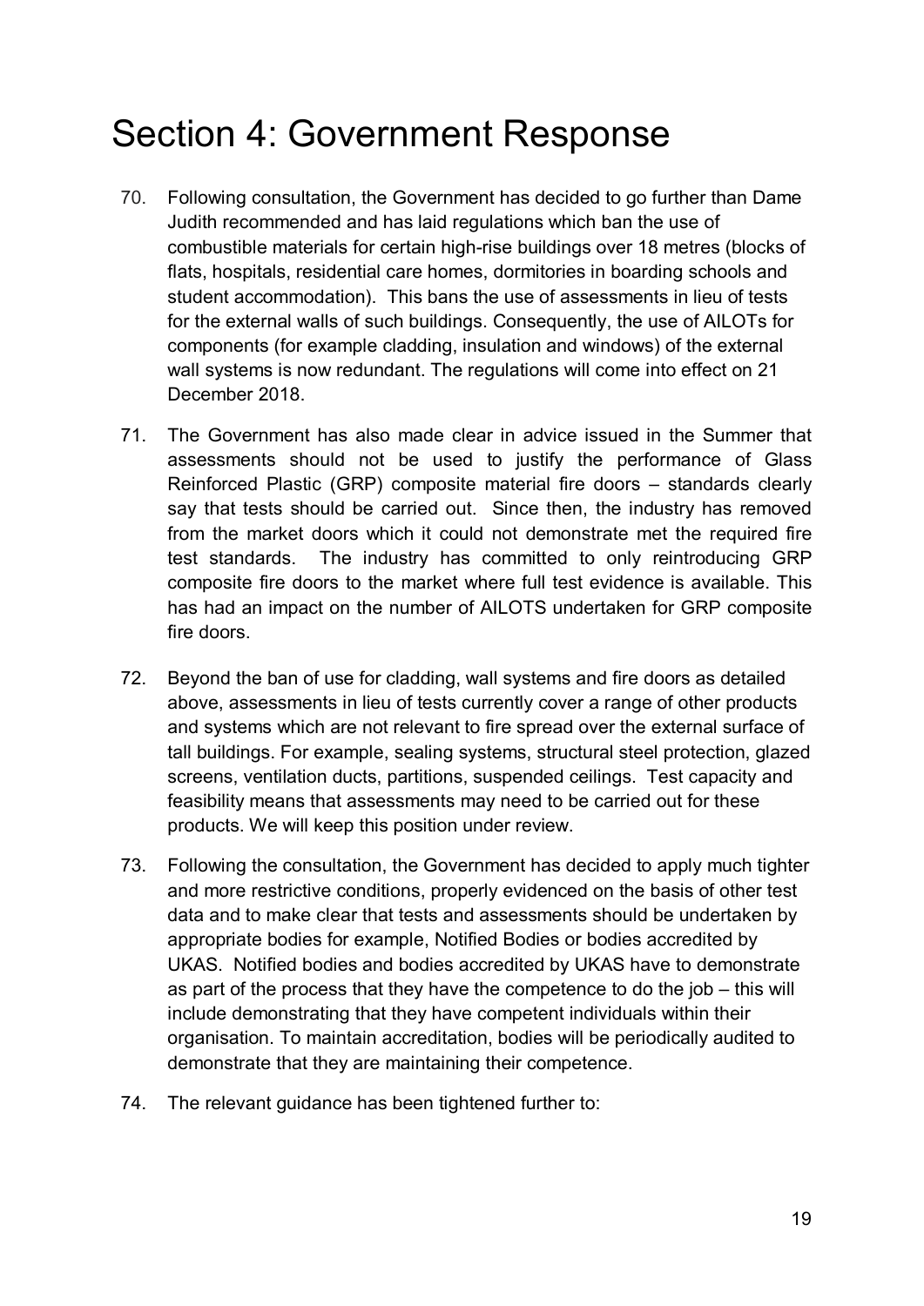# Section 4: Government Response

70. Following consultation, the Government has decided to go further than Dame Judith recommended and has laid regulations which ban the use of combustible materials for certain high-rise buildings over 18 metres (blocks of flats, hospitals, residential care homes, dormitories in boarding schools and student accommodation). This bans the use of assessments in lieu of tests for the external walls of such buildings. Consequently, the use of AILOTs for components (for example cladding, insulation and windows) of the external wall systems is now redundant. The regulations will come into effect on 21 December 2018.

71. The Government has also made clear in advice issued in the Summer that assessments should not be used to justify the performance of Glass Reinforced Plastic (GRP) composite material fire doors – standards clearly say that tests should be carried out. Since then, the industry has removed from the market doors which it could not demonstrate met the required fire test standards. The industry has committed to only reintroducing GRP composite fire doors to the market where full test evidence is available. This has had an impact on the number of AILOTS undertaken for GRP composite fire doors.

72. Beyond the ban of use for cladding, wall systems and fire doors as detailed above, assessments in lieu of tests currently cover a range of other products and systems which are not relevant to fire spread over the external surface of tall buildings. For example, sealing systems, structural steel protection, glazed screens, ventilation ducts, partitions, suspended ceilings. Test capacity and feasibility means that assessments may need to be carried out for these products. We will keep this position under review.

73. Following the consultation, the Government has decided to apply much tighter and more restrictive conditions, properly evidenced on the basis of other test data and to make clear that tests and assessments should be undertaken by appropriate bodies for example, Notified Bodies or bodies accredited by UKAS. Notified bodies and bodies accredited by UKAS have to demonstrate as part of the process that they have the competence to do the job – this will include demonstrating that they have competent individuals within their organisation. To maintain accreditation, bodies will be periodically audited to demonstrate that they are maintaining their competence.

74. The relevant guidance has been tightened further to: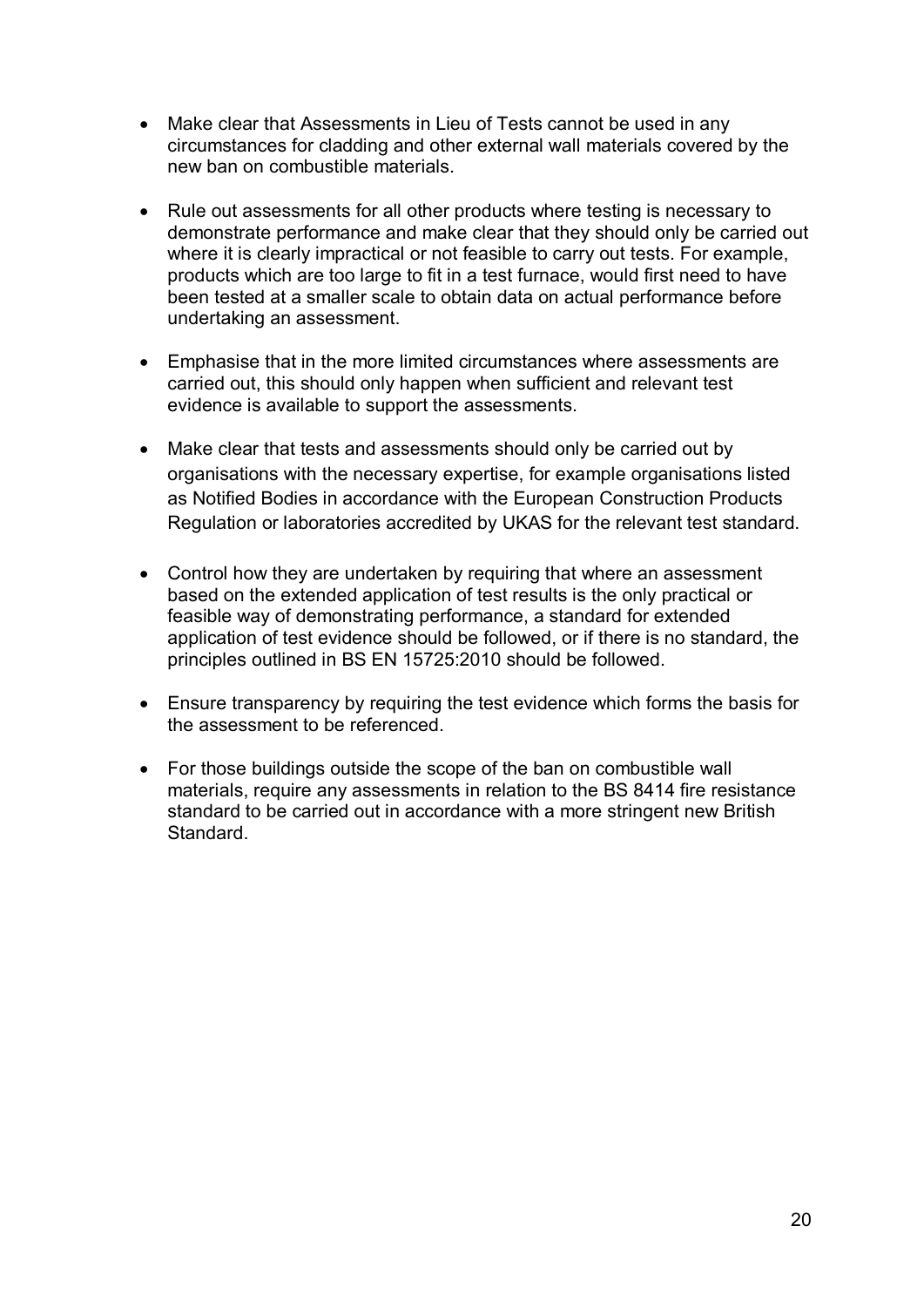- Make clear that Assessments in Lieu of Tests cannot be used in any circumstances for cladding and other external wall materials covered by the new ban on combustible materials.

- Rule out assessments for all other products where testing is necessary to demonstrate performance and make clear that they should only be carried out where it is clearly impractical or not feasible to carry out tests. For example, products which are too large to fit in a test furnace, would first need to have been tested at a smaller scale to obtain data on actual performance before undertaking an assessment.

- Emphasise that in the more limited circumstances where assessments are carried out, this should only happen when sufficient and relevant test evidence is available to support the assessments.

- Make clear that tests and assessments should only be carried out by organisations with the necessary expertise, for example organisations listed as Notified Bodies in accordance with the European Construction Products Regulation or laboratories accredited by UKAS for the relevant test standard.

- Control how they are undertaken by requiring that where an assessment based on the extended application of test results is the only practical or feasible way of demonstrating performance, a standard for extended application of test evidence should be followed, or if there is no standard, the principles outlined in BS EN 15725:2010 should be followed.

- Ensure transparency by requiring the test evidence which forms the basis for the assessment to be referenced.

- For those buildings outside the scope of the ban on combustible wall materials, require any assessments in relation to the BS 8414 fire resistance standard to be carried out in accordance with a more stringent new British Standard.